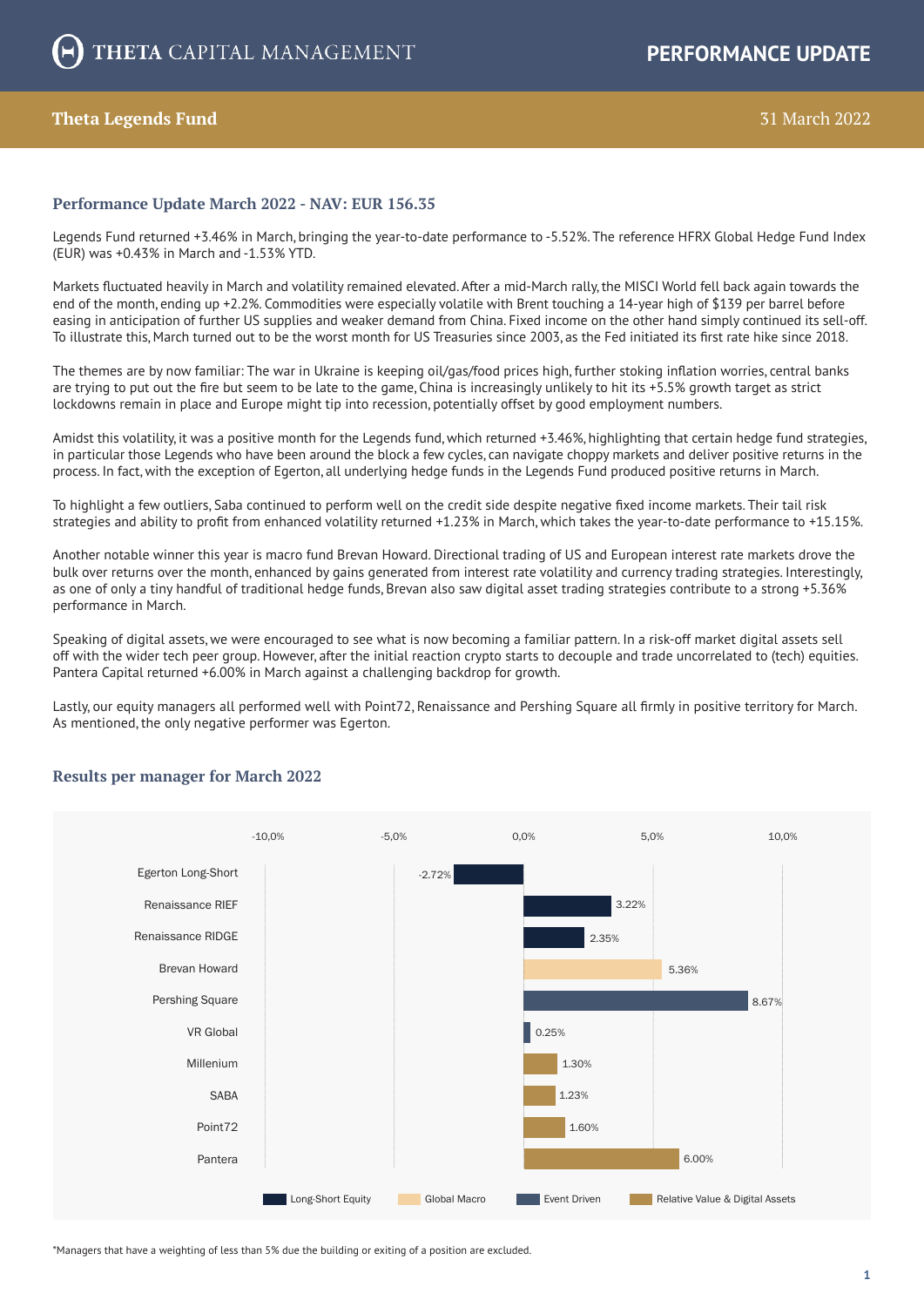THETA CAPITAL MANAGEMENT

PERFORMANCE UPDATE

**Theta Legends Fund** — 31 March 2022

## Performance Update March 2022 - NAV: EUR 156.35

Legends Fund returned +3.46% in March, bringing the year-to-date performance to -5.52%. The reference HFRX Global Hedge Fund Index (EUR) was +0.43% in March and -1.53% YTD.

Markets fluctuated heavily in March and volatility remained elevated. After a mid-March rally, the MISCI World fell back again towards the end of the month, ending up +2.2%. Commodities were especially volatile with Brent touching a 14-year high of $139 per barrel before easing in anticipation of further US supplies and weaker demand from China. Fixed income on the other hand simply continued its sell-off. To illustrate this, March turned out to be the worst month for US Treasuries since 2003, as the Fed initiated its first rate hike since 2018.

The themes are by now familiar: The war in Ukraine is keeping oil/gas/food prices high, further stoking inflation worries, central banks are trying to put out the fire but seem to be late to the game, China is increasingly unlikely to hit its +5.5% growth target as strict lockdowns remain in place and Europe might tip into recession, potentially offset by good employment numbers.

Amidst this volatility, it was a positive month for the Legends fund, which returned +3.46%, highlighting that certain hedge fund strategies, in particular those Legends who have been around the block a few cycles, can navigate choppy markets and deliver positive returns in the process. In fact, with the exception of Egerton, all underlying hedge funds in the Legends Fund produced positive returns in March.

To highlight a few outliers, Saba continued to perform well on the credit side despite negative fixed income markets. Their tail risk strategies and ability to profit from enhanced volatility returned +1.23% in March, which takes the year-to-date performance to +15.15%.

Another notable winner this year is macro fund Brevan Howard. Directional trading of US and European interest rate markets drove the bulk over returns over the month, enhanced by gains generated from interest rate volatility and currency trading strategies. Interestingly, as one of only a tiny handful of traditional hedge funds, Brevan also saw digital asset trading strategies contribute to a strong +5.36% performance in March.

Speaking of digital assets, we were encouraged to see what is now becoming a familiar pattern. In a risk-off market digital assets sell off with the wider tech peer group. However, after the initial reaction crypto starts to decouple and trade uncorrelated to (tech) equities. Pantera Capital returned +6.00% in March against a challenging backdrop for growth.

Lastly, our equity managers all performed well with Point72, Renaissance and Pershing Square all firmly in positive territory for March. As mentioned, the only negative performer was Egerton.

## Results per manager for March 2022

| Manager | Strategy | Return |
|---|---|---|
| Egerton Long-Short | Long-Short Equity | -2.72% |
| Renaissance RIEF | Long-Short Equity | 3.22% |
| Renaissance RIDGE | Long-Short Equity | 2.35% |
| Brevan Howard | Global Macro | 5.36% |
| Pershing Square | Event Driven | 8.67% |
| VR Global | Event Driven | 0.25% |
| Millenium | Relative Value & Digital Assets | 1.30% |
| SABA | Relative Value & Digital Assets | 1.23% |
| Point72 | Relative Value & Digital Assets | 1.60% |
| Pantera | Relative Value & Digital Assets | 6.00% |

*Managers that have a weighting of less than 5% due the building or exiting of a position are excluded.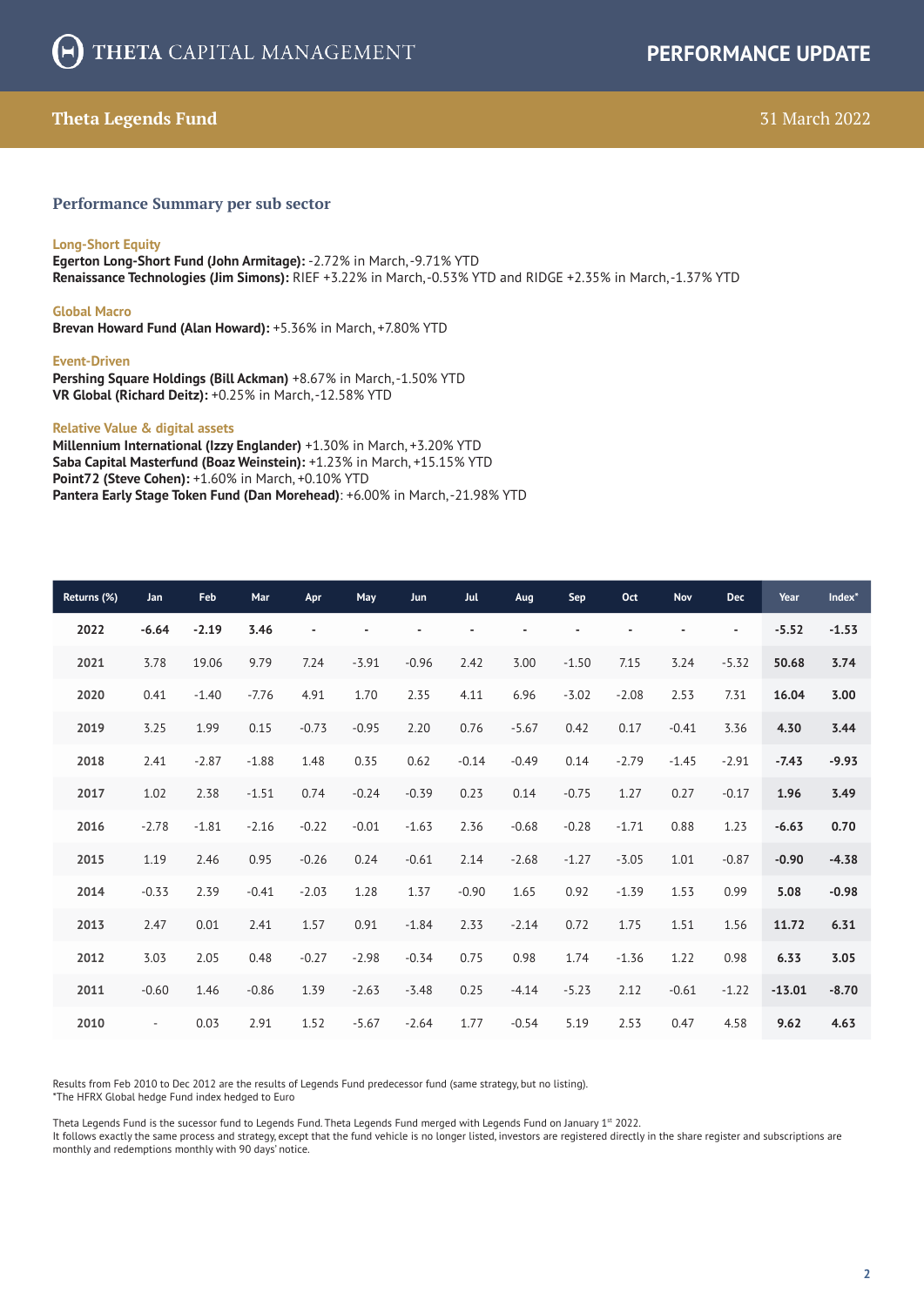# THETA CAPITAL MANAGEMENT

**PERFORMANCE UPDATE**

## Theta Legends Fund

31 March 2022

### Performance Summary per sub sector

**Long-Short Equity**
**Egerton Long-Short Fund (John Armitage):** -2.72% in March, -9.71% YTD
**Renaissance Technologies (Jim Simons):** RIEF +3.22% in March, -0.53% YTD and RIDGE +2.35% in March, -1.37% YTD

**Global Macro**
**Brevan Howard Fund (Alan Howard):** +5.36% in March, +7.80% YTD

**Event-Driven**
**Pershing Square Holdings (Bill Ackman)** +8.67% in March, -1.50% YTD
**VR Global (Richard Deitz):** +0.25% in March, -12.58% YTD

**Relative Value & digital assets**
**Millennium International (Izzy Englander)** +1.30% in March, +3.20% YTD
**Saba Capital Masterfund (Boaz Weinstein):** +1.23% in March, +15.15% YTD
**Point72 (Steve Cohen):** +1.60% in March, +0.10% YTD
**Pantera Early Stage Token Fund (Dan Morehead)**: +6.00% in March, -21.98% YTD

| Returns (%) | Jan | Feb | Mar | Apr | May | Jun | Jul | Aug | Sep | Oct | Nov | Dec | Year | Index* |
|---|---|---|---|---|---|---|---|---|---|---|---|---|---|---|
| **2022** | **-6.64** | **-2.19** | **3.46** | - | - | - | - | - | - | - | - | - | **-5.52** | **-1.53** |
| **2021** | 3.78 | 19.06 | 9.79 | 7.24 | -3.91 | -0.96 | 2.42 | 3.00 | -1.50 | 7.15 | 3.24 | -5.32 | **50.68** | **3.74** |
| **2020** | 0.41 | -1.40 | -7.76 | 4.91 | 1.70 | 2.35 | 4.11 | 6.96 | -3.02 | -2.08 | 2.53 | 7.31 | **16.04** | **3.00** |
| **2019** | 3.25 | 1.99 | 0.15 | -0.73 | -0.95 | 2.20 | 0.76 | -5.67 | 0.42 | 0.17 | -0.41 | 3.36 | **4.30** | **3.44** |
| **2018** | 2.41 | -2.87 | -1.88 | 1.48 | 0.35 | 0.62 | -0.14 | -0.49 | 0.14 | -2.79 | -1.45 | -2.91 | **-7.43** | **-9.93** |
| **2017** | 1.02 | 2.38 | -1.51 | 0.74 | -0.24 | -0.39 | 0.23 | 0.14 | -0.75 | 1.27 | 0.27 | -0.17 | **1.96** | **3.49** |
| **2016** | -2.78 | -1.81 | -2.16 | -0.22 | -0.01 | -1.63 | 2.36 | -0.68 | -0.28 | -1.71 | 0.88 | 1.23 | **-6.63** | **0.70** |
| **2015** | 1.19 | 2.46 | 0.95 | -0.26 | 0.24 | -0.61 | 2.14 | -2.68 | -1.27 | -3.05 | 1.01 | -0.87 | **-0.90** | **-4.38** |
| **2014** | -0.33 | 2.39 | -0.41 | -2.03 | 1.28 | 1.37 | -0.90 | 1.65 | 0.92 | -1.39 | 1.53 | 0.99 | **5.08** | **-0.98** |
| **2013** | 2.47 | 0.01 | 2.41 | 1.57 | 0.91 | -1.84 | 2.33 | -2.14 | 0.72 | 1.75 | 1.51 | 1.56 | **11.72** | **6.31** |
| **2012** | 3.03 | 2.05 | 0.48 | -0.27 | -2.98 | -0.34 | 0.75 | 0.98 | 1.74 | -1.36 | 1.22 | 0.98 | **6.33** | **3.05** |
| **2011** | -0.60 | 1.46 | -0.86 | 1.39 | -2.63 | -3.48 | 0.25 | -4.14 | -5.23 | 2.12 | -0.61 | -1.22 | **-13.01** | **-8.70** |
| **2010** | - | 0.03 | 2.91 | 1.52 | -5.67 | -2.64 | 1.77 | -0.54 | 5.19 | 2.53 | 0.47 | 4.58 | **9.62** | **4.63** |

Results from Feb 2010 to Dec 2012 are the results of Legends Fund predecessor fund (same strategy, but no listing).
*The HFRX Global hedge Fund index hedged to Euro

Theta Legends Fund is the sucessor fund to Legends Fund. Theta Legends Fund merged with Legends Fund on January 1st 2022.
It follows exactly the same process and strategy, except that the fund vehicle is no longer listed, investors are registered directly in the share register and subscriptions are monthly and redemptions monthly with 90 days' notice.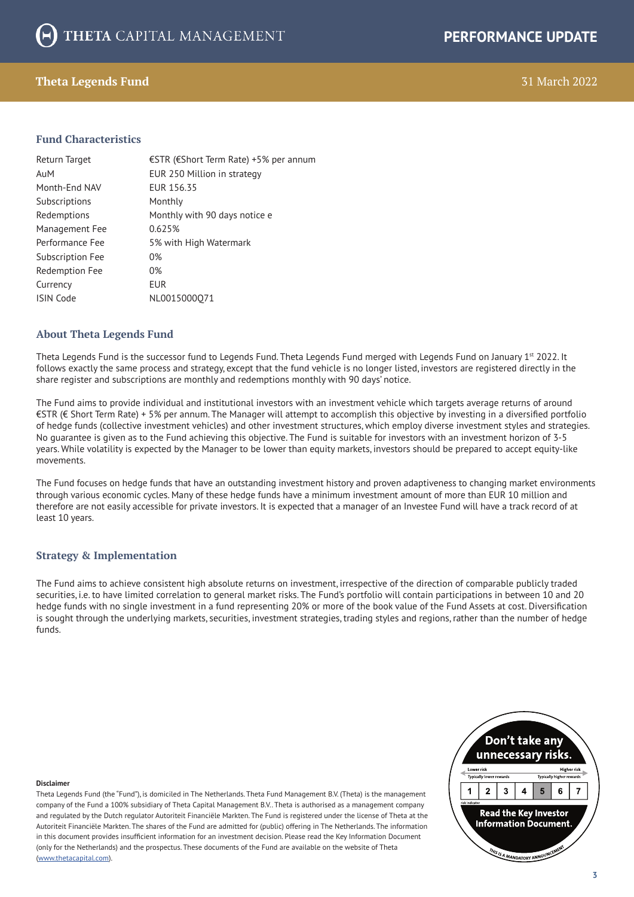# Theta Legends Fund

31 March 2022

## Fund Characteristics

| | |
|---|---|
| Return Target | €STR (€Short Term Rate) +5% per annum |
| AuM | EUR 250 Million in strategy |
| Month-End NAV | EUR 156.35 |
| Subscriptions | Monthly |
| Redemptions | Monthly with 90 days notice e |
| Management Fee | 0.625% |
| Performance Fee | 5% with High Watermark |
| Subscription Fee | 0% |
| Redemption Fee | 0% |
| Currency | EUR |
| ISIN Code | NL0015000Q71 |

## About Theta Legends Fund

Theta Legends Fund is the successor fund to Legends Fund. Theta Legends Fund merged with Legends Fund on January 1st 2022. It follows exactly the same process and strategy, except that the fund vehicle is no longer listed, investors are registered directly in the share register and subscriptions are monthly and redemptions monthly with 90 days' notice.

The Fund aims to provide individual and institutional investors with an investment vehicle which targets average returns of around €STR (€ Short Term Rate) + 5% per annum. The Manager will attempt to accomplish this objective by investing in a diversified portfolio of hedge funds (collective investment vehicles) and other investment structures, which employ diverse investment styles and strategies. No guarantee is given as to the Fund achieving this objective. The Fund is suitable for investors with an investment horizon of 3-5 years. While volatility is expected by the Manager to be lower than equity markets, investors should be prepared to accept equity-like movements.

The Fund focuses on hedge funds that have an outstanding investment history and proven adaptiveness to changing market environments through various economic cycles. Many of these hedge funds have a minimum investment amount of more than EUR 10 million and therefore are not easily accessible for private investors. It is expected that a manager of an Investee Fund will have a track record of at least 10 years.

## Strategy & Implementation

The Fund aims to achieve consistent high absolute returns on investment, irrespective of the direction of comparable publicly traded securities, i.e. to have limited correlation to general market risks. The Fund's portfolio will contain participations in between 10 and 20 hedge funds with no single investment in a fund representing 20% or more of the book value of the Fund Assets at cost. Diversification is sought through the underlying markets, securities, investment strategies, trading styles and regions, rather than the number of hedge funds.

**Disclaimer**

Theta Legends Fund (the "Fund"), is domiciled in The Netherlands. Theta Fund Management B.V. (Theta) is the management company of the Fund a 100% subsidiary of Theta Capital Management B.V.. Theta is authorised as a management company and regulated by the Dutch regulator Autoriteit Financiële Markten. The Fund is registered under the license of Theta at the Autoriteit Financiële Markten. The shares of the Fund are admitted for (public) offering in The Netherlands. The information in this document provides insufficient information for an investment decision. Please read the Key Information Document (only for the Netherlands) and the prospectus. These documents of the Fund are available on the website of Theta (www.thetacapital.com).

Don't take any unnecessary risks.

Lower risk — Higher risk

Typically lower rewards — Typically higher rewards

1 2 3 4 5 6 7

risk indicator

Read the Key Investor Information Document.

THIS IS A MANDATORY ANNOUNCEMENT